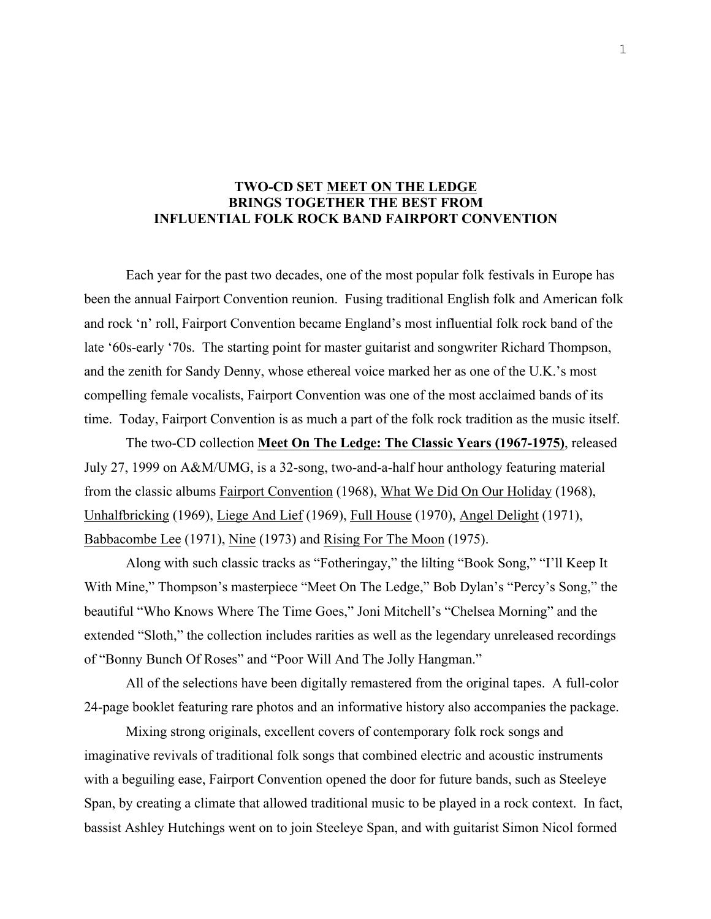# TWO-CD SET MEET ON THE LEDGE BRINGS TOGETHER THE BEST FROM INFLUENTIAL FOLK ROCK BAND FAIRPORT CONVENTION

Each year for the past two decades, one of the most popular folk festivals in Europe has been the annual Fairport Convention reunion. Fusing traditional English folk and American folk and rock 'n' roll, Fairport Convention became England's most influential folk rock band of the late '60s-early '70s. The starting point for master guitarist and songwriter Richard Thompson, and the zenith for Sandy Denny, whose ethereal voice marked her as one of the U.K.'s most compelling female vocalists, Fairport Convention was one of the most acclaimed bands of its time. Today, Fairport Convention is as much a part of the folk rock tradition as the music itself.

The two-CD collection **Meet On The Ledge: The Classic Years (1967-1975)**, released July 27, 1999 on A&M/UMG, is a 32-song, two-and-a-half hour anthology featuring material from the classic albums Fairport Convention (1968), What We Did On Our Holiday (1968), Unhalfbricking (1969), Liege And Lief (1969), Full House (1970), Angel Delight (1971), Babbacombe Lee (1971), Nine (1973) and Rising For The Moon (1975).

Along with such classic tracks as "Fotheringay," the lilting "Book Song," "I'll Keep It With Mine," Thompson's masterpiece "Meet On The Ledge," Bob Dylan's "Percy's Song," the beautiful "Who Knows Where The Time Goes," Joni Mitchell's "Chelsea Morning" and the extended "Sloth," the collection includes rarities as well as the legendary unreleased recordings of "Bonny Bunch Of Roses" and "Poor Will And The Jolly Hangman."

All of the selections have been digitally remastered from the original tapes. A full-color 24-page booklet featuring rare photos and an informative history also accompanies the package.

Mixing strong originals, excellent covers of contemporary folk rock songs and imaginative revivals of traditional folk songs that combined electric and acoustic instruments with a beguiling ease, Fairport Convention opened the door for future bands, such as Steeleye Span, by creating a climate that allowed traditional music to be played in a rock context. In fact, bassist Ashley Hutchings went on to join Steeleye Span, and with guitarist Simon Nicol formed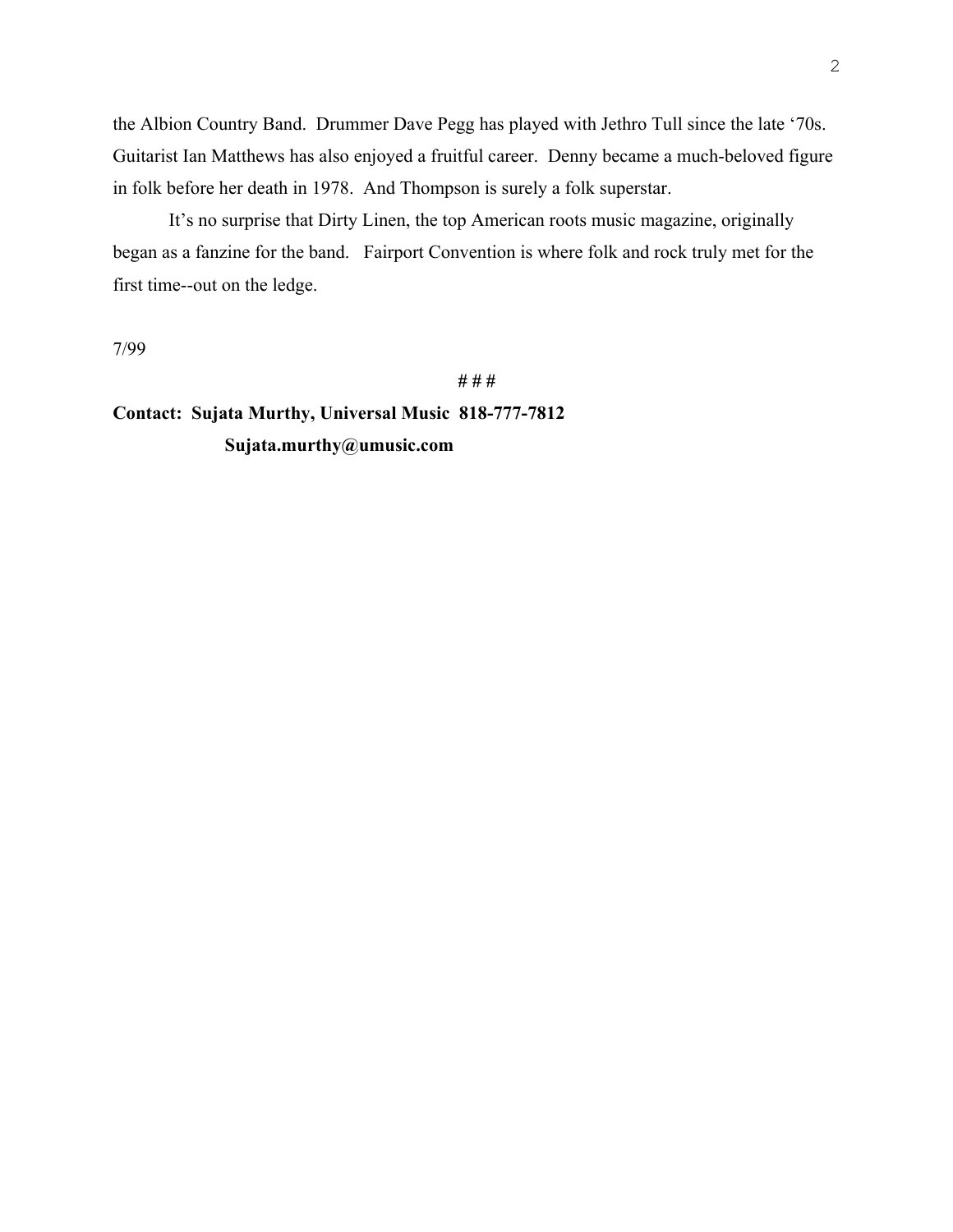the Albion Country Band. Drummer Dave Pegg has played with Jethro Tull since the late '70s. Guitarist Ian Matthews has also enjoyed a fruitful career. Denny became a much-beloved figure in folk before her death in 1978. And Thompson is surely a folk superstar.

It's no surprise that Dirty Linen, the top American roots music magazine, originally began as a fanzine for the band. Fairport Convention is where folk and rock truly met for the first time--out on the ledge.

7/99

# # #

**Contact: Sujata Murthy, Universal Music 818-777-7812**
**Sujata.murthy@umusic.com**